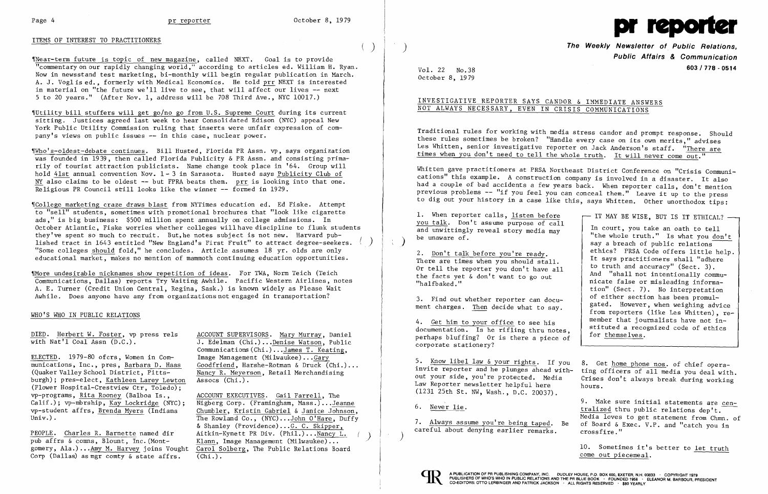## ITEMS OF INTEREST TO PRACTITIONERS

¶Near-term future is topic of new magazine, called NEXT. Goal is to provide "commentary on our rapidly changing world," according to articles ed. William H. Ryan. Now in newsstand test marketing, bi-monthly will begin regular publication in March. A. J. Vogl is ed., formerly with Medical Economics. He told prr NEXT is interested in material on "the future we'll live to see, that will affect our lives -- next 5 to 20 years." (After Nov. 1, address will be 708 Third Ave., NYC 10017.)

¶Utility bill stuffers will get go/no go from U.S. Supreme Court during its current sitting. Justices agreed last week to hear Consolidated Edison (NYC) appeal New York Public Utility Commission ruling that inserts were unfair expression of company's views on public issues -- in this case, nuclear power.

¶Who's-oldest-debate continues. Bill Husted, Florida PR Assn. vp, says organization was founded in 1939, then called Florida Publicity & PR Assn. and consisting primarily of tourist attraction publicists. Name change took place in '64. Group will hold 41st annual convention Nov. 1-3 in Sarasota. Husted says Publicity Club of NY also claims to be oldest -- but FPRA beats them. prr is looking into that one. Religious PR Council still looks like the winner -- formed in 1929.

¶College marketing craze draws blast from NYTimes education ed. Ed Fiske. Attempt to "sell" students, sometimes with promotional brochures that "look like cigarette ads," is big business: $500 million spent annually on college admissions. In October Atlantic, Fiske worries whether colleges will have discipline to flunk students they've spent so much to recruit. But, he notes subject is not new. Harvard published tract in 1643 entitled "New England's First Fruit" to attract degree-seekers. "Some colleges should fold," he concludes. Article assumes 18 yr. olds are only educational market, makes no mention of mammoth continuing education opportunities.

¶More undesirable nicknames show repetition of ideas. For TWA, Norm Teich (Teich Communications, Dallas) reports Try Waiting Awhile. Pacific Western Airlines, notes A. E. Turner (Credit Union Central, Regina, Sask.) is known widely as Please Wait Awhile. Does anyone have any from organizations not engaged in transportation?

## WHO'S WHO IN PUBLIC RELATIONS

DIED. Herbert W. Foster, vp press rels with Nat'l Coal Assn (D.C.).

ELECTED. 1979-80 ofcrs, Women in Communications, Inc., pres, Barbara D. Haas (Quaker Valley School District, Pittsburgh); pres-elect, Kathleen Larey Lewton (Flower Hospital-Crestview Ctr, Toledo); vp-programs, Rita Rooney (Balboa Is., Calif.); vp-mbrship, Kay Lockridge (NYC); vp-student affrs, Brenda Myers (Indiana Univ.).

PEOPLE. Charles R. Barnette named dir pub affrs & comns, Blount, Inc. (Montgomery, Ala.)...Amy M. Harvey joins Vought Corp (Dallas) as mgr comty & state affrs.

ACCOUNT SUPERVISORS. Mary Murray, Daniel J. Edelman (Chi.)...Denise Watson, Public Communications (Chi.)...James T. Keating, Image Management (Milwaukee)...Gary Goodfriend, Harshe-Rotman & Druck (Chi.)...Nancy R. Meyerson, Retail Merchandising Assocs (Chi.).

ACCOUNT EXECUTIVES. Gail Farrell, The Nigberg Corp. (Framingham, Mass.)...Jeanne Chumbler, Kristin Gabriel & Janice Johnson, The Rowland Co., (NYC)...John O'Hare, Duffy & Shanley (Providence)...G. C. Skipper, Aitkin-Kynett PR Div. (Phil.)...Nancy L. Klann, Image Management (Milwaukee)...Carol Solberg, The Public Relations Board (Chi.).

# pr reporter

**The Weekly Newsletter of Public Relations, Public Affairs & Communication**

**603 / 778 - 0514**

Vol. 22 No.38
October 8, 1979

## INVESTIGATIVE REPORTER SAYS CANDOR & IMMEDIATE ANSWERS NOT ALWAYS NECESSARY, EVEN IN CRISIS COMMUNICATIONS

Traditional rules for working with media stress candor and prompt response. Should these rules sometimes be broken? "Handle every case on its own merits," advises Les Whitten, senior investigative reporter on Jack Anderson's staff. "There are times when you don't need to tell the whole truth. It will never come out."

Whitten gave practitioners at PRSA Northeast District Conference on "Crisis Communications" this example. A construction company is involved in a disaster. It also had a couple of bad accidents a few years back. When reporter calls, don't mention previous problems -- "if you feel you can conceal them." Leave it up to the press to dig out your history in a case like this, says Whitten. Other unorthodox tips:

1. When reporter calls, listen before you talk. Don't assume purpose of call and unwittingly reveal story media may be unaware of.

2. Don't talk before you're ready. There are times when you should stall. Or tell the reporter you don't have all the facts yet & don't want to go out "halfbaked."

3. Find out whether reporter can document charges. Then decide what to say.

4. Get him to your office to see his documentation. Is he rifling thru notes, perhaps bluffing? Or is there a piece of corporate stationery?

5. Know libel law & your rights. If you invite reporter and he plunges ahead without your side, you're protected. Media Law Reporter newsletter helpful here (1231 25th St. NW, Wash., D.C. 20037).

6. Never lie.

7. Always assume you're being taped. Be careful about denying earlier remarks.

8. Get home phone nos. of chief operating officers of all media you deal with. Crises don't always break during working hours.

9. Make sure initial statements are centralized thru public relations dep't. Media loves to get statement from Chmn. of Board & Exec. V.P. and "catch you in crossfire."

10. Sometimes it's better to let truth come out piecemeal.

> **IT MAY BE WISE, BUT IS IT ETHICAL?**
>
> In court, you take an oath to tell "the whole truth." Is what you don't say a breach of public relations ethics? PRSA Code offers little help. It says practitioners shall "adhere to truth and accuracy" (Sect. 3). And "shall not intentionally communicate false or misleading information" (Sect. 7). No interpretation of either section has been promulgated. However, when weighing advice from reporters (like Les Whitten), remember that journalists have not instituted a recognized code of ethics for themselves.

A PUBLICATION OF PR PUBLISHING COMPANY, INC. DUDLEY HOUSE, P.O. BOX 600, EXETER, N.H. 03833 · COPYRIGHT 1979
PUBLISHERS OF WHO'S WHO IN PUBLIC RELATIONS AND THE PR BLUE BOOK · FOUNDED 1958 · ELEANOR M. BARBOUR, PRESIDENT
CO-EDITORS: OTTO LERBINGER AND PATRICK JACKSON · ALL RIGHTS RESERVED · $80 YEARLY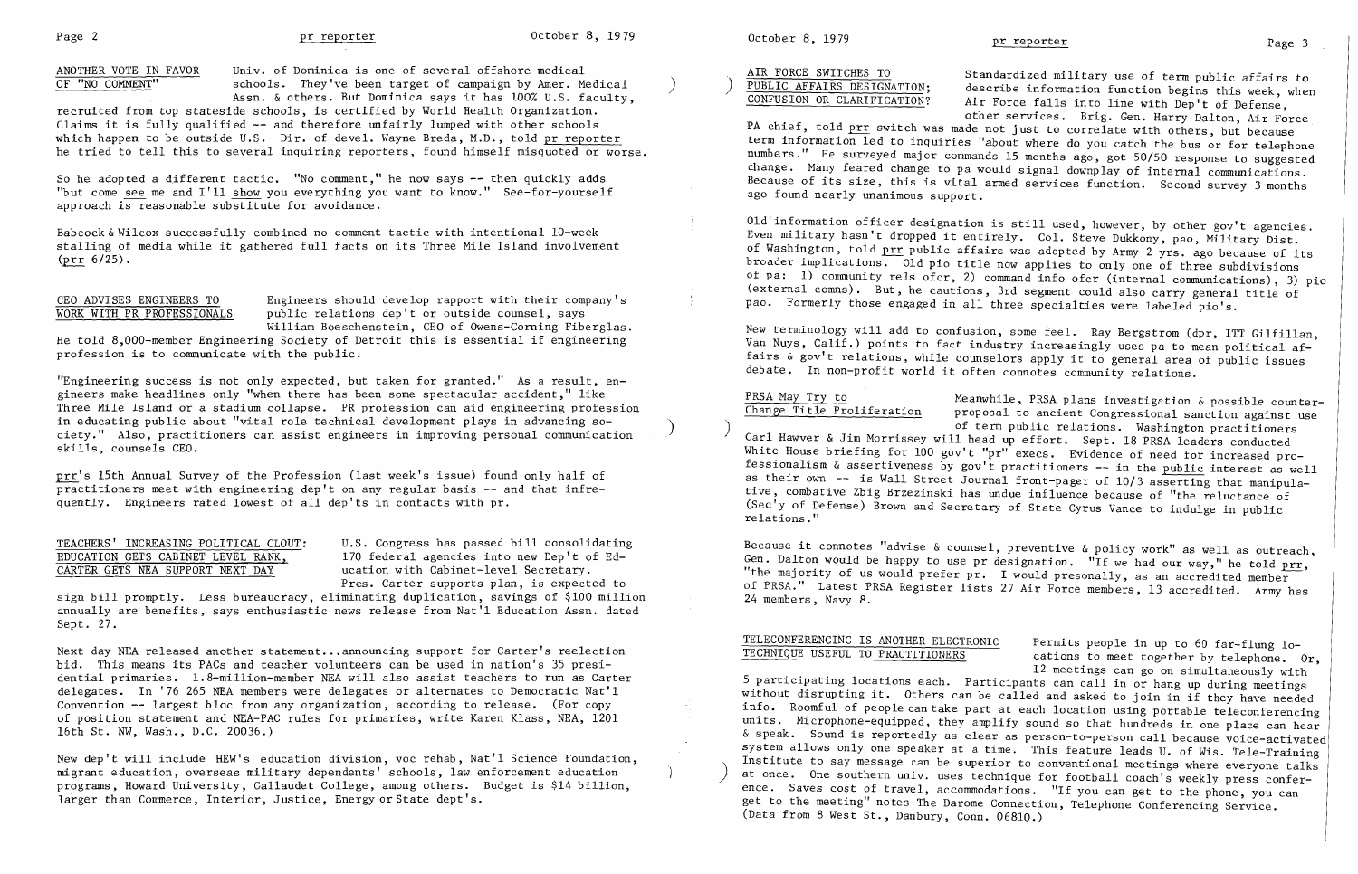## ANOTHER VOTE IN FAVOR OF "NO COMMENT"

Univ. of Dominica is one of several offshore medical schools. They've been target of campaign by Amer. Medical Assn. & others. But Dominica says it has 100% U.S. faculty, recruited from top stateside schools, is certified by World Health Organization. Claims it is fully qualified -- and therefore unfairly lumped with other schools which happen to be outside U.S. Dir. of devel. Wayne Breda, M.D., told pr reporter he tried to tell this to several inquiring reporters, found himself misquoted or worse.

So he adopted a different tactic. "No comment," he now says -- then quickly adds "but come see me and I'll show you everything you want to know." See-for-yourself approach is reasonable substitute for avoidance.

Babcock & Wilcox successfully combined no comment tactic with intentional 10-week stalling of media while it gathered full facts on its Three Mile Island involvement (prr 6/25).

## CEO ADVISES ENGINEERS TO WORK WITH PR PROFESSIONALS

Engineers should develop rapport with their company's public relations dep't or outside counsel, says William Boeschenstein, CEO of Owens-Corning Fiberglas. He told 8,000-member Engineering Society of Detroit this is essential if engineering profession is to communicate with the public.

"Engineering success is not only expected, but taken for granted." As a result, engineers make headlines only "when there has been some spectacular accident," like Three Mile Island or a stadium collapse. PR profession can aid engineering profession in educating public about "vital role technical development plays in advancing society." Also, practitioners can assist engineers in improving personal communication skills, counsels CEO.

prr's 15th Annual Survey of the Profession (last week's issue) found only half of practitioners meet with engineering dep't on any regular basis -- and that infrequently. Engineers rated lowest of all dep'ts in contacts with pr.

## TEACHERS' INCREASING POLITICAL CLOUT: EDUCATION GETS CABINET LEVEL RANK, CARTER GETS NEA SUPPORT NEXT DAY

U.S. Congress has passed bill consolidating 170 federal agencies into new Dep't of Education with Cabinet-level Secretary. Pres. Carter supports plan, is expected to sign bill promptly. Less bureaucracy, eliminating duplication, savings of $100 million annually are benefits, says enthusiastic news release from Nat'l Education Assn. dated Sept. 27.

Next day NEA released another statement...announcing support for Carter's reelection bid. This means its PACs and teacher volunteers can be used in nation's 35 presidential primaries. 1.8-million-member NEA will also assist teachers to run as Carter delegates. In '76 265 NEA members were delegates or alternates to Democratic Nat'l Convention -- largest bloc from any organization, according to release. (For copy of position statement and NEA-PAC rules for primaries, write Karen Klass, NEA, 1201 16th St. NW, Wash., D.C. 20036.)

New dep't will include HEW's education division, voc rehab, Nat'l Science Foundation, migrant education, overseas military dependents' schools, law enforcement education programs, Howard University, Gallaudet College, among others. Budget is $14 billion, larger than Commerce, Interior, Justice, Energy or State dept's.

## AIR FORCE SWITCHES TO PUBLIC AFFAIRS DESIGNATION; CONFUSION OR CLARIFICATION?

Standardized military use of term public affairs to describe information function begins this week, when Air Force falls into line with Dep't of Defense, other services. Brig. Gen. Harry Dalton, Air Force PA chief, told prr switch was made not just to correlate with others, but because term information led to inquiries "about where do you catch the bus or for telephone numbers." He surveyed major commands 15 months ago, got 50/50 response to suggested change. Many feared change to pa would signal downplay of internal communications. Because of its size, this is vital armed services function. Second survey 3 months ago found nearly unanimous support.

Old information officer designation is still used, however, by other gov't agencies. Even military hasn't dropped it entirely. Col. Steve Dukkony, pao, Military Dist. of Washington, told prr public affairs was adopted by Army 2 yrs. ago because of its broader implications. Old pio title now applies to only one of three subdivisions of pa: 1) community rels ofcr, 2) command info ofcr (internal communications), 3) pio (external comns). But, he cautions, 3rd segment could also carry general title of pao. Formerly those engaged in all three specialties were labeled pio's.

New terminology will add to confusion, some feel. Ray Bergstrom (dpr, ITT Gilfillan, Van Nuys, Calif.) points to fact industry increasingly uses pa to mean political affairs & gov't relations, while counselors apply it to general area of public issues debate. In non-profit world it often connotes community relations.

### PRSA May Try to Change Title Proliferation

Meanwhile, PRSA plans investigation & possible counter-proposal to ancient Congressional sanction against use of term public relations. Washington practitioners Carl Hawver & Jim Morrissey will head up effort. Sept. 18 PRSA leaders conducted White House briefing for 100 gov't "pr" execs. Evidence of need for increased professionalism & assertiveness by gov't practitioners -- in the public interest as well as their own -- is Wall Street Journal front-pager of 10/3 asserting that manipulative, combative Zbig Brzezinski has undue influence because of "the reluctance of (Sec'y of Defense) Brown and Secretary of State Cyrus Vance to indulge in public relations."

Because it connotes "advise & counsel, preventive & policy work" as well as outreach, Gen. Dalton would be happy to use pr designation. "If we had our way," he told prr, "the majority of us would prefer pr. I would presonally, as an accredited member of PRSA." Latest PRSA Register lists 27 Air Force members, 13 accredited. Army has 24 members, Navy 8.

## TELECONFERENCING IS ANOTHER ELECTRONIC TECHNIQUE USEFUL TO PRACTITIONERS

Permits people in up to 60 far-flung locations to meet together by telephone. Or, 12 meetings can go on simultaneously with 5 participating locations each. Participants can call in or hang up during meetings without disrupting it. Others can be called and asked to join in if they have needed info. Roomful of people can take part at each location using portable teleconferencing units. Microphone-equipped, they amplify sound so that hundreds in one place can hear & speak. Sound is reportedly as clear as person-to-person call because voice-activated system allows only one speaker at a time. This feature leads U. of Wis. Tele-Training Institute to say message can be superior to conventional meetings where everyone talks at once. One southern univ. uses technique for football coach's weekly press conference. Saves cost of travel, accommodations. "If you can get to the phone, you can get to the meeting" notes The Darome Connection, Telephone Conferencing Service. (Data from 8 West St., Danbury, Conn. 06810.)